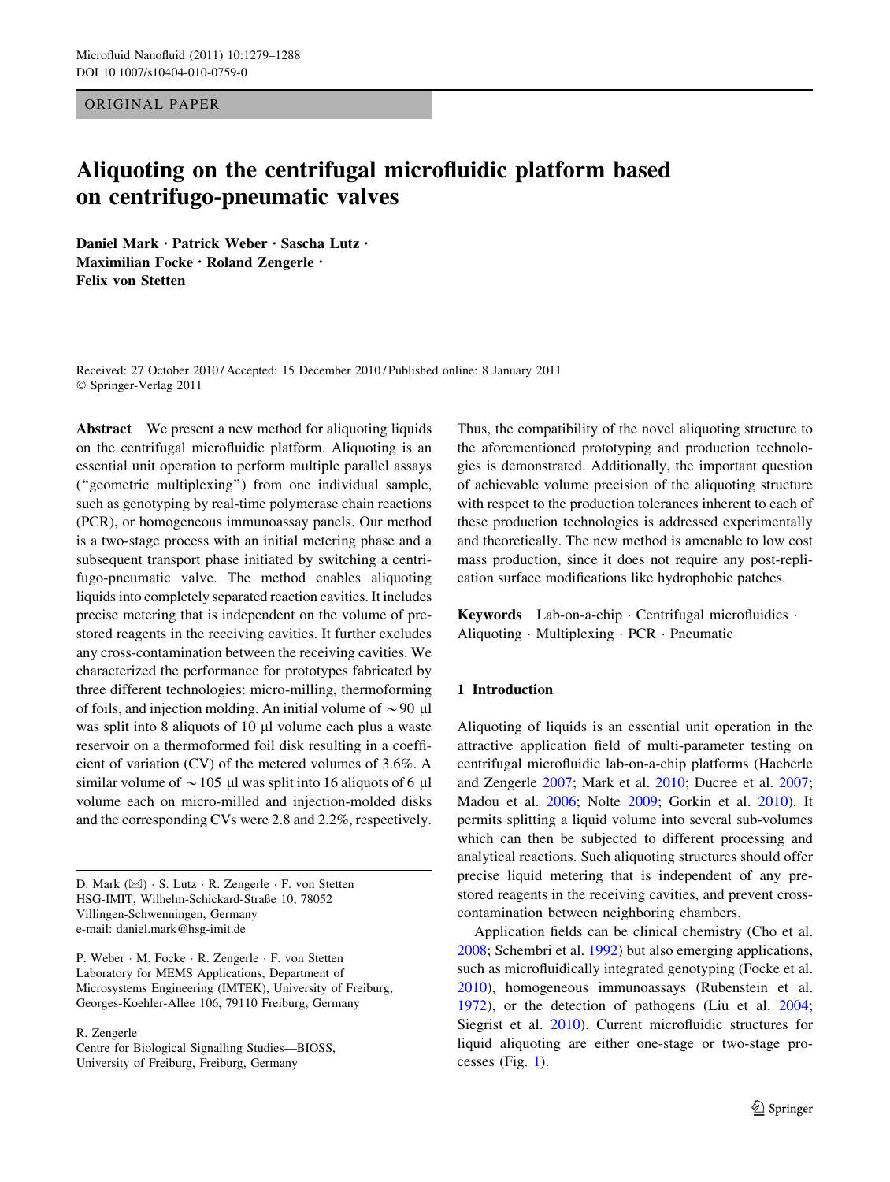ORIGINAL PAPER

# Aliquoting on the centrifugal microfluidic platform based on centrifugo-pneumatic valves

**Daniel Mark · Patrick Weber · Sascha Lutz · Maximilian Focke · Roland Zengerle · Felix von Stetten**

Received: 27 October 2010 / Accepted: 15 December 2010 / Published online: 8 January 2011
© Springer-Verlag 2011

**Abstract** We present a new method for aliquoting liquids on the centrifugal microfluidic platform. Aliquoting is an essential unit operation to perform multiple parallel assays ("geometric multiplexing") from one individual sample, such as genotyping by real-time polymerase chain reactions (PCR), or homogeneous immunoassay panels. Our method is a two-stage process with an initial metering phase and a subsequent transport phase initiated by switching a centrifugo-pneumatic valve. The method enables aliquoting liquids into completely separated reaction cavities. It includes precise metering that is independent on the volume of pre-stored reagents in the receiving cavities. It further excludes any cross-contamination between the receiving cavities. We characterized the performance for prototypes fabricated by three different technologies: micro-milling, thermoforming of foils, and injection molding. An initial volume of ~90 µl was split into 8 aliquots of 10 µl volume each plus a waste reservoir on a thermoformed foil disk resulting in a coefficient of variation (CV) of the metered volumes of 3.6%. A similar volume of ~105 µl was split into 16 aliquots of 6 µl volume each on micro-milled and injection-molded disks and the corresponding CVs were 2.8 and 2.2%, respectively. Thus, the compatibility of the novel aliquoting structure to the aforementioned prototyping and production technologies is demonstrated. Additionally, the important question of achievable volume precision of the aliquoting structure with respect to the production tolerances inherent to each of these production technologies is addressed experimentally and theoretically. The new method is amenable to low cost mass production, since it does not require any post-replication surface modifications like hydrophobic patches.

**Keywords** Lab-on-a-chip · Centrifugal microfluidics · Aliquoting · Multiplexing · PCR · Pneumatic

D. Mark (✉) · S. Lutz · R. Zengerle · F. von Stetten
HSG-IMIT, Wilhelm-Schickard-Straße 10, 78052 Villingen-Schwenningen, Germany
e-mail: daniel.mark@hsg-imit.de

P. Weber · M. Focke · R. Zengerle · F. von Stetten
Laboratory for MEMS Applications, Department of Microsystems Engineering (IMTEK), University of Freiburg, Georges-Koehler-Allee 106, 79110 Freiburg, Germany

R. Zengerle
Centre for Biological Signalling Studies—BIOSS, University of Freiburg, Freiburg, Germany

## 1 Introduction

Aliquoting of liquids is an essential unit operation in the attractive application field of multi-parameter testing on centrifugal microfluidic lab-on-a-chip platforms (Haeberle and Zengerle 2007; Mark et al. 2010; Ducree et al. 2007; Madou et al. 2006; Nolte 2009; Gorkin et al. 2010). It permits splitting a liquid volume into several sub-volumes which can then be subjected to different processing and analytical reactions. Such aliquoting structures should offer precise liquid metering that is independent of any pre-stored reagents in the receiving cavities, and prevent cross-contamination between neighboring chambers.

Application fields can be clinical chemistry (Cho et al. 2008; Schembri et al. 1992) but also emerging applications, such as microfluidically integrated genotyping (Focke et al. 2010), homogeneous immunoassays (Rubenstein et al. 1972), or the detection of pathogens (Liu et al. 2004; Siegrist et al. 2010). Current microfluidic structures for liquid aliquoting are either one-stage or two-stage processes (Fig. 1).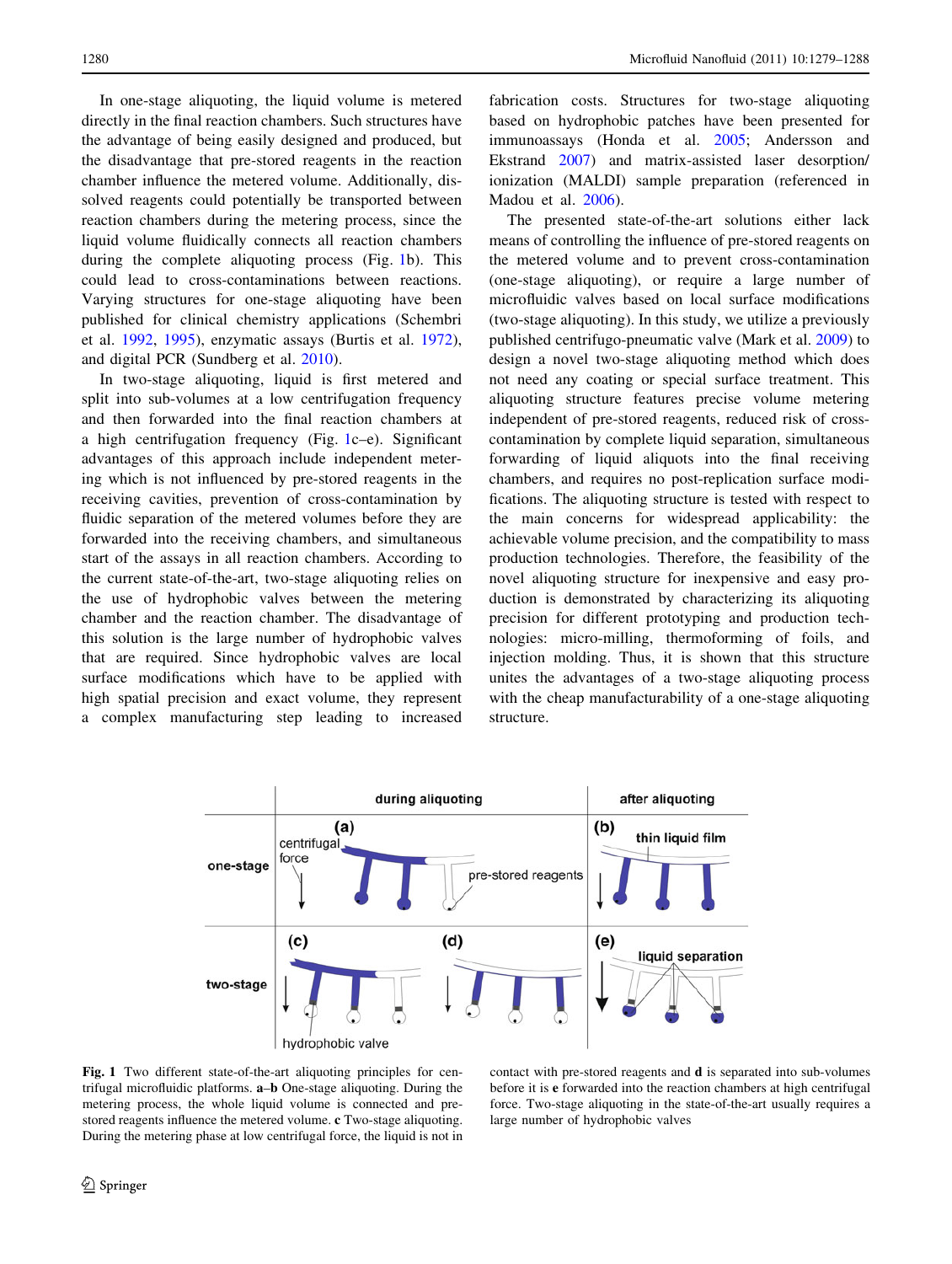In one-stage aliquoting, the liquid volume is metered directly in the final reaction chambers. Such structures have the advantage of being easily designed and produced, but the disadvantage that pre-stored reagents in the reaction chamber influence the metered volume. Additionally, dissolved reagents could potentially be transported between reaction chambers during the metering process, since the liquid volume fluidically connects all reaction chambers during the complete aliquoting process (Fig. 1b). This could lead to cross-contaminations between reactions. Varying structures for one-stage aliquoting have been published for clinical chemistry applications (Schembri et al. 1992, 1995), enzymatic assays (Burtis et al. 1972), and digital PCR (Sundberg et al. 2010).

In two-stage aliquoting, liquid is first metered and split into sub-volumes at a low centrifugation frequency and then forwarded into the final reaction chambers at a high centrifugation frequency (Fig. 1c–e). Significant advantages of this approach include independent metering which is not influenced by pre-stored reagents in the receiving cavities, prevention of cross-contamination by fluidic separation of the metered volumes before they are forwarded into the receiving chambers, and simultaneous start of the assays in all reaction chambers. According to the current state-of-the-art, two-stage aliquoting relies on the use of hydrophobic valves between the metering chamber and the reaction chamber. The disadvantage of this solution is the large number of hydrophobic valves that are required. Since hydrophobic valves are local surface modifications which have to be applied with high spatial precision and exact volume, they represent a complex manufacturing step leading to increased fabrication costs. Structures for two-stage aliquoting based on hydrophobic patches have been presented for immunoassays (Honda et al. 2005; Andersson and Ekstrand 2007) and matrix-assisted laser desorption/ionization (MALDI) sample preparation (referenced in Madou et al. 2006).

The presented state-of-the-art solutions either lack means of controlling the influence of pre-stored reagents on the metered volume and to prevent cross-contamination (one-stage aliquoting), or require a large number of microfluidic valves based on local surface modifications (two-stage aliquoting). In this study, we utilize a previously published centrifugo-pneumatic valve (Mark et al. 2009) to design a novel two-stage aliquoting method which does not need any coating or special surface treatment. This aliquoting structure features precise volume metering independent of pre-stored reagents, reduced risk of cross-contamination by complete liquid separation, simultaneous forwarding of liquid aliquots into the final receiving chambers, and requires no post-replication surface modifications. The aliquoting structure is tested with respect to the main concerns for widespread applicability: the achievable volume precision, and the compatibility to mass production technologies. Therefore, the feasibility of the novel aliquoting structure for inexpensive and easy production is demonstrated by characterizing its aliquoting precision for different prototyping and production technologies: micro-milling, thermoforming of foils, and injection molding. Thus, it is shown that this structure unites the advantages of a two-stage aliquoting process with the cheap manufacturability of a one-stage aliquoting structure.

**Fig. 1** Two different state-of-the-art aliquoting principles for centrifugal microfluidic platforms. **a–b** One-stage aliquoting. During the metering process, the whole liquid volume is connected and pre-stored reagents influence the metered volume. **c** Two-stage aliquoting. During the metering phase at low centrifugal force, the liquid is not in contact with pre-stored reagents and **d** is separated into sub-volumes before it is **e** forwarded into the reaction chambers at high centrifugal force. Two-stage aliquoting in the state-of-the-art usually requires a large number of hydrophobic valves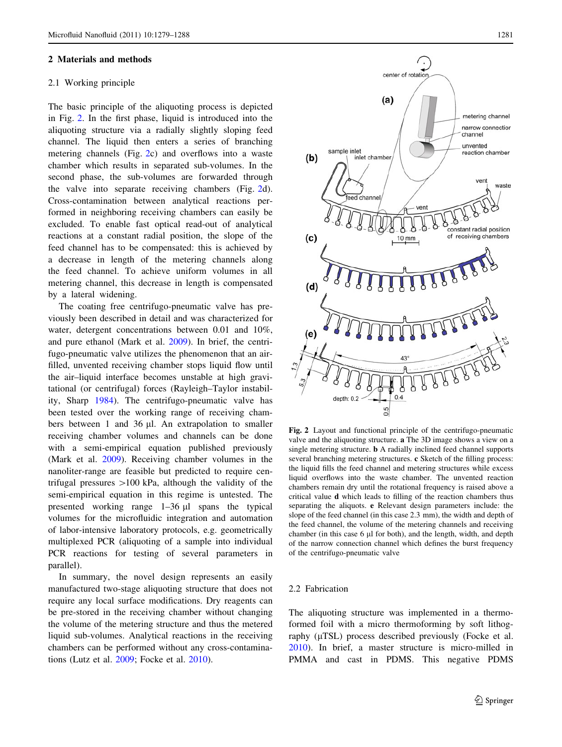## 2 Materials and methods

### 2.1 Working principle

The basic principle of the aliquoting process is depicted in Fig. 2. In the first phase, liquid is introduced into the aliquoting structure via a radially slightly sloping feed channel. The liquid then enters a series of branching metering channels (Fig. 2c) and overflows into a waste chamber which results in separated sub-volumes. In the second phase, the sub-volumes are forwarded through the valve into separate receiving chambers (Fig. 2d). Cross-contamination between analytical reactions performed in neighboring receiving chambers can easily be excluded. To enable fast optical read-out of analytical reactions at a constant radial position, the slope of the feed channel has to be compensated: this is achieved by a decrease in length of the metering channels along the feed channel. To achieve uniform volumes in all metering channel, this decrease in length is compensated by a lateral widening.

The coating free centrifugo-pneumatic valve has previously been described in detail and was characterized for water, detergent concentrations between 0.01 and 10%, and pure ethanol (Mark et al. 2009). In brief, the centrifugo-pneumatic valve utilizes the phenomenon that an air-filled, unvented receiving chamber stops liquid flow until the air–liquid interface becomes unstable at high gravitational (or centrifugal) forces (Rayleigh–Taylor instability, Sharp 1984). The centrifugo-pneumatic valve has been tested over the working range of receiving chambers between 1 and 36 µl. An extrapolation to smaller receiving chamber volumes and channels can be done with a semi-empirical equation published previously (Mark et al. 2009). Receiving chamber volumes in the nanoliter-range are feasible but predicted to require centrifugal pressures >100 kPa, although the validity of the semi-empirical equation in this regime is untested. The presented working range 1–36 µl spans the typical volumes for the microfluidic integration and automation of labor-intensive laboratory protocols, e.g. geometrically multiplexed PCR (aliquoting of a sample into individual PCR reactions for testing of several parameters in parallel).

In summary, the novel design represents an easily manufactured two-stage aliquoting structure that does not require any local surface modifications. Dry reagents can be pre-stored in the receiving chamber without changing the volume of the metering structure and thus the metered liquid sub-volumes. Analytical reactions in the receiving chambers can be performed without any cross-contaminations (Lutz et al. 2009; Focke et al. 2010).

**Fig. 2** Layout and functional principle of the centrifugo-pneumatic valve and the aliquoting structure. **a** The 3D image shows a view on a single metering structure. **b** A radially inclined feed channel supports several branching metering structures. **c** Sketch of the filling process: the liquid fills the feed channel and metering structures while excess liquid overflows into the waste chamber. The unvented reaction chambers remain dry until the rotational frequency is raised above a critical value **d** which leads to filling of the reaction chambers thus separating the aliquots. **e** Relevant design parameters include: the slope of the feed channel (in this case 2.3 mm), the width and depth of the feed channel, the volume of the metering channels and receiving chamber (in this case 6 µl for both), and the length, width, and depth of the narrow connection channel which defines the burst frequency of the centrifugo-pneumatic valve

### 2.2 Fabrication

The aliquoting structure was implemented in a thermoformed foil with a micro thermoforming by soft lithography (µTSL) process described previously (Focke et al. 2010). In brief, a master structure is micro-milled in PMMA and cast in PDMS. This negative PDMS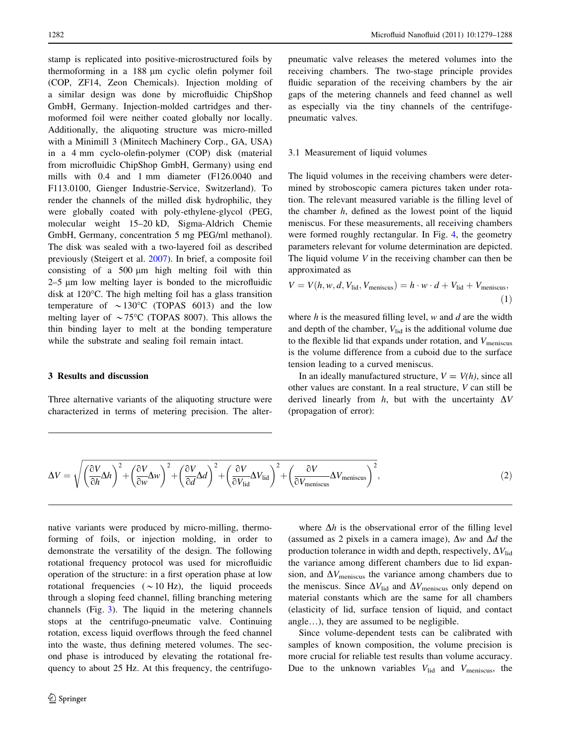stamp is replicated into positive-microstructured foils by thermoforming in a 188 µm cyclic olefin polymer foil (COP, ZF14, Zeon Chemicals). Injection molding of a similar design was done by microfluidic ChipShop GmbH, Germany. Injection-molded cartridges and thermoformed foil were neither coated globally nor locally. Additionally, the aliquoting structure was micro-milled with a Minimill 3 (Minitech Machinery Corp., GA, USA) in a 4 mm cyclo-olefin-polymer (COP) disk (material from microfluidic ChipShop GmbH, Germany) using end mills with 0.4 and 1 mm diameter (F126.0040 and F113.0100, Gienger Industrie-Service, Switzerland). To render the channels of the milled disk hydrophilic, they were globally coated with poly-ethylene-glycol (PEG, molecular weight 15–20 kD, Sigma-Aldrich Chemie GmbH, Germany, concentration 5 mg PEG/ml methanol). The disk was sealed with a two-layered foil as described previously (Steigert et al. 2007). In brief, a composite foil consisting of a 500 µm high melting foil with thin 2–5 µm low melting layer is bonded to the microfluidic disk at 120°C. The high melting foil has a glass transition temperature of ~130°C (TOPAS 6013) and the low melting layer of ~75°C (TOPAS 8007). This allows the thin binding layer to melt at the bonding temperature while the substrate and sealing foil remain intact.

## 3 Results and discussion

Three alternative variants of the aliquoting structure were characterized in terms of metering precision. The alternative variants were produced by micro-milling, thermoforming of foils, or injection molding, in order to demonstrate the versatility of the design. The following rotational frequency protocol was used for microfluidic operation of the structure: in a first operation phase at low rotational frequencies (~10 Hz), the liquid proceeds through a sloping feed channel, filling branching metering channels (Fig. 3). The liquid in the metering channels stops at the centrifugo-pneumatic valve. Continuing rotation, excess liquid overflows through the feed channel into the waste, thus defining metered volumes. The second phase is introduced by elevating the rotational frequency to about 25 Hz. At this frequency, the centrifugo-pneumatic valve releases the metered volumes into the receiving chambers. The two-stage principle provides fluidic separation of the receiving chambers by the air gaps of the metering channels and feed channel as well as especially via the tiny channels of the centrifuge-pneumatic valves.

### 3.1 Measurement of liquid volumes

The liquid volumes in the receiving chambers were determined by stroboscopic camera pictures taken under rotation. The relevant measured variable is the filling level of the chamber $h$, defined as the lowest point of the liquid meniscus. For these measurements, all receiving chambers were formed roughly rectangular. In Fig. 4, the geometry parameters relevant for volume determination are depicted. The liquid volume $V$ in the receiving chamber can then be approximated as

$$V = V(h, w, d, V_{\text{lid}}, V_{\text{meniscus}}) = h \cdot w \cdot d + V_{\text{lid}} + V_{\text{meniscus}}, \tag{1}$$

where $h$ is the measured filling level, $w$ and $d$ are the width and depth of the chamber, $V_{\text{lid}}$ is the additional volume due to the flexible lid that expands under rotation, and $V_{\text{meniscus}}$ is the volume difference from a cuboid due to the surface tension leading to a curved meniscus.

In an ideally manufactured structure, $V = V(h)$, since all other values are constant. In a real structure, $V$ can still be derived linearly from $h$, but with the uncertainty $\Delta V$ (propagation of error):

$$\Delta V = \sqrt{\left(\frac{\partial V}{\partial h}\Delta h\right)^2 + \left(\frac{\partial V}{\partial w}\Delta w\right)^2 + \left(\frac{\partial V}{\partial d}\Delta d\right)^2 + \left(\frac{\partial V}{\partial V_{\text{lid}}}\Delta V_{\text{lid}}\right)^2 + \left(\frac{\partial V}{\partial V_{\text{meniscus}}}\Delta V_{\text{meniscus}}\right)^2}, \tag{2}$$

where $\Delta h$ is the observational error of the filling level (assumed as 2 pixels in a camera image), $\Delta w$ and $\Delta d$ the production tolerance in width and depth, respectively, $\Delta V_{\text{lid}}$ the variance among different chambers due to lid expansion, and $\Delta V_{\text{meniscus}}$ the variance among chambers due to the meniscus. Since $\Delta V_{\text{lid}}$ and $\Delta V_{\text{meniscus}}$ only depend on material constants which are the same for all chambers (elasticity of lid, surface tension of liquid, and contact angle…), they are assumed to be negligible.

Since volume-dependent tests can be calibrated with samples of known composition, the volume precision is more crucial for reliable test results than volume accuracy. Due to the unknown variables $V_{\text{lid}}$ and $V_{\text{meniscus}}$, the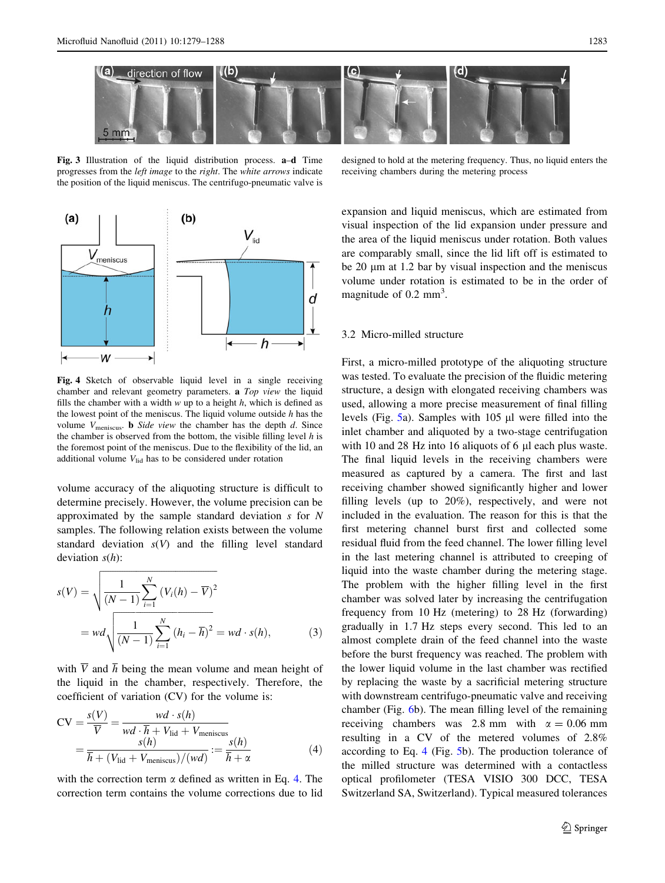Fig. 3 Illustration of the liquid distribution process. **a**–**d** Time progresses from the *left image* to the *right*. The *white arrows* indicate the position of the liquid meniscus. The centrifugo-pneumatic valve is designed to hold at the metering frequency. Thus, no liquid enters the receiving chambers during the metering process

Fig. 4 Sketch of observable liquid level in a single receiving chamber and relevant geometry parameters. **a** *Top view* the liquid fills the chamber with a width *w* up to a height *h*, which is defined as the lowest point of the meniscus. The liquid volume outside *h* has the volume $V_{\text{meniscus}}$. **b** *Side view* the chamber has the depth *d*. Since the chamber is observed from the bottom, the visible filling level *h* is the foremost point of the meniscus. Due to the flexibility of the lid, an additional volume $V_{\text{lid}}$ has to be considered under rotation

volume accuracy of the aliquoting structure is difficult to determine precisely. However, the volume precision can be approximated by the sample standard deviation *s* for *N* samples. The following relation exists between the volume standard deviation $s(V)$ and the filling level standard deviation $s(h)$:

$$s(V) = \sqrt{\frac{1}{(N-1)}\sum_{i=1}^{N}\left(V_i(h) - \overline{V}\right)^2} = wd\sqrt{\frac{1}{(N-1)}\sum_{i=1}^{N}\left(h_i - \overline{h}\right)^2} = wd \cdot s(h), \qquad (3)$$

with $\overline{V}$ and $\overline{h}$ being the mean volume and mean height of the liquid in the chamber, respectively. Therefore, the coefficient of variation (CV) for the volume is:

$$\text{CV} = \frac{s(V)}{\overline{V}} = \frac{wd \cdot s(h)}{wd \cdot \overline{h} + V_{\text{lid}} + V_{\text{meniscus}}} = \frac{s(h)}{\overline{h} + (V_{\text{lid}} + V_{\text{meniscus}})/(wd)} := \frac{s(h)}{\overline{h} + \alpha} \qquad (4)$$

with the correction term $\alpha$ defined as written in Eq. 4. The correction term contains the volume corrections due to lid expansion and liquid meniscus, which are estimated from visual inspection of the lid expansion under pressure and the area of the liquid meniscus under rotation. Both values are comparably small, since the lid lift off is estimated to be 20 µm at 1.2 bar by visual inspection and the meniscus volume under rotation is estimated to be in the order of magnitude of 0.2 $\text{mm}^3$.

### 3.2 Micro-milled structure

First, a micro-milled prototype of the aliquoting structure was tested. To evaluate the precision of the fluidic metering structure, a design with elongated receiving chambers was used, allowing a more precise measurement of final filling levels (Fig. 5a). Samples with 105 µl were filled into the inlet chamber and aliquoted by a two-stage centrifugation with 10 and 28 Hz into 16 aliquots of 6 µl each plus waste. The final liquid levels in the receiving chambers were measured as captured by a camera. The first and last receiving chamber showed significantly higher and lower filling levels (up to 20%), respectively, and were not included in the evaluation. The reason for this is that the first metering channel burst first and collected some residual fluid from the feed channel. The lower filling level in the last metering channel is attributed to creeping of liquid into the waste chamber during the metering stage. The problem with the higher filling level in the first chamber was solved later by increasing the centrifugation frequency from 10 Hz (metering) to 28 Hz (forwarding) gradually in 1.7 Hz steps every second. This led to an almost complete drain of the feed channel into the waste before the burst frequency was reached. The problem with the lower liquid volume in the last chamber was rectified by replacing the waste by a sacrificial metering structure with downstream centrifugo-pneumatic valve and receiving chamber (Fig. 6b). The mean filling level of the remaining receiving chambers was 2.8 mm with $\alpha = 0.06$ mm resulting in a CV of the metered volumes of 2.8% according to Eq. 4 (Fig. 5b). The production tolerance of the milled structure was determined with a contactless optical profilometer (TESA VISIO 300 DCC, TESA Switzerland SA, Switzerland). Typical measured tolerances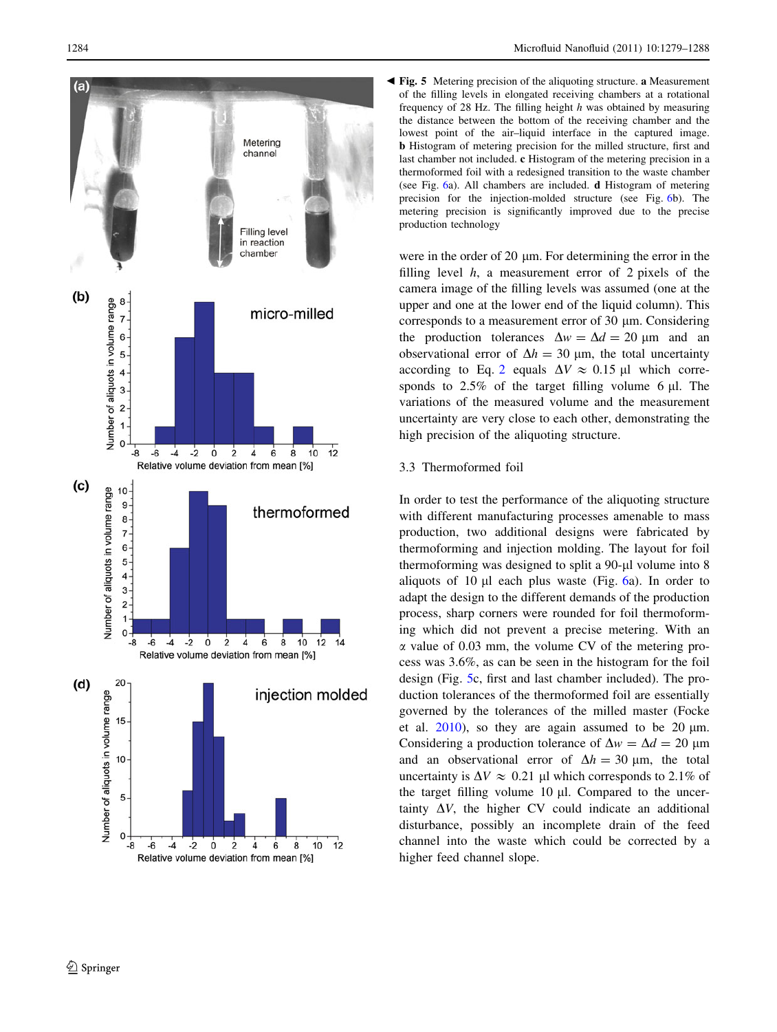**Fig. 5** Metering precision of the aliquoting structure. **a** Measurement of the filling levels in elongated receiving chambers at a rotational frequency of 28 Hz. The filling height *h* was obtained by measuring the distance between the bottom of the receiving chamber and the lowest point of the air–liquid interface in the captured image. **b** Histogram of metering precision for the milled structure, first and last chamber not included. **c** Histogram of the metering precision in a thermoformed foil with a redesigned transition to the waste chamber (see Fig. 6a). All chambers are included. **d** Histogram of metering precision for the injection-molded structure (see Fig. 6b). The metering precision is significantly improved due to the precise production technology

were in the order of 20 μm. For determining the error in the filling level *h*, a measurement error of 2 pixels of the camera image of the filling levels was assumed (one at the upper and one at the lower end of the liquid column). This corresponds to a measurement error of 30 μm. Considering the production tolerances $\Delta w = \Delta d = 20$ μm and an observational error of $\Delta h = 30$ μm, the total uncertainty according to Eq. 2 equals $\Delta V \approx 0.15$ μl which corresponds to 2.5% of the target filling volume 6 μl. The variations of the measured volume and the measurement uncertainty are very close to each other, demonstrating the high precision of the aliquoting structure.

### 3.3 Thermoformed foil

In order to test the performance of the aliquoting structure with different manufacturing processes amenable to mass production, two additional designs were fabricated by thermoforming and injection molding. The layout for foil thermoforming was designed to split a 90-μl volume into 8 aliquots of 10 μl each plus waste (Fig. 6a). In order to adapt the design to the different demands of the production process, sharp corners were rounded for foil thermoforming which did not prevent a precise metering. With an $\alpha$ value of 0.03 mm, the volume CV of the metering process was 3.6%, as can be seen in the histogram for the foil design (Fig. 5c, first and last chamber included). The production tolerances of the thermoformed foil are essentially governed by the tolerances of the milled master (Focke et al. 2010), so they are again assumed to be 20 μm. Considering a production tolerance of $\Delta w = \Delta d = 20$ μm and an observational error of $\Delta h = 30$ μm, the total uncertainty is $\Delta V \approx 0.21$ μl which corresponds to 2.1% of the target filling volume 10 μl. Compared to the uncertainty $\Delta V$, the higher CV could indicate an additional disturbance, possibly an incomplete drain of the feed channel into the waste which could be corrected by a higher feed channel slope.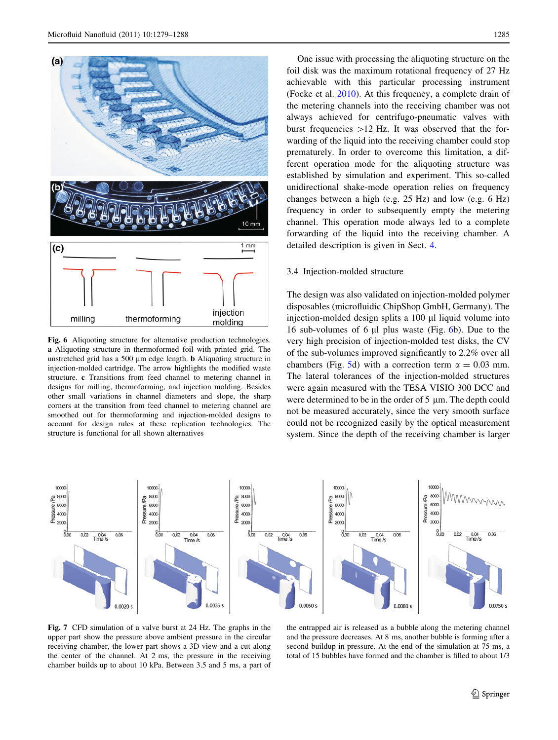**Fig. 6** Aliquoting structure for alternative production technologies. **a** Aliquoting structure in thermoformed foil with printed grid. The unstretched grid has a 500 µm edge length. **b** Aliquoting structure in injection-molded cartridge. The arrow highlights the modified waste structure. **c** Transitions from feed channel to metering channel in designs for milling, thermoforming, and injection molding. Besides other small variations in channel diameters and slope, the sharp corners at the transition from feed channel to metering channel are smoothed out for thermoforming and injection-molded designs to account for design rules at these replication technologies. The structure is functional for all shown alternatives

One issue with processing the aliquoting structure on the foil disk was the maximum rotational frequency of 27 Hz achievable with this particular processing instrument (Focke et al. 2010). At this frequency, a complete drain of the metering channels into the receiving chamber was not always achieved for centrifugo-pneumatic valves with burst frequencies >12 Hz. It was observed that the forwarding of the liquid into the receiving chamber could stop prematurely. In order to overcome this limitation, a different operation mode for the aliquoting structure was established by simulation and experiment. This so-called unidirectional shake-mode operation relies on frequency changes between a high (e.g. 25 Hz) and low (e.g. 6 Hz) frequency in order to subsequently empty the metering channel. This operation mode always led to a complete forwarding of the liquid into the receiving chamber. A detailed description is given in Sect. 4.

### 3.4 Injection-molded structure

The design was also validated on injection-molded polymer disposables (microfluidic ChipShop GmbH, Germany). The injection-molded design splits a 100 µl liquid volume into 16 sub-volumes of 6 µl plus waste (Fig. 6b). Due to the very high precision of injection-molded test disks, the CV of the sub-volumes improved significantly to 2.2% over all chambers (Fig. 5d) with a correction term $\alpha = 0.03$ mm. The lateral tolerances of the injection-molded structures were again measured with the TESA VISIO 300 DCC and were determined to be in the order of 5 µm. The depth could not be measured accurately, since the very smooth surface could not be recognized easily by the optical measurement system. Since the depth of the receiving chamber is larger

**Fig. 7** CFD simulation of a valve burst at 24 Hz. The graphs in the upper part show the pressure above ambient pressure in the circular receiving chamber, the lower part shows a 3D view and a cut along the center of the channel. At 2 ms, the pressure in the receiving chamber builds up to about 10 kPa. Between 3.5 and 5 ms, a part of the entrapped air is released as a bubble along the metering channel and the pressure decreases. At 8 ms, another bubble is forming after a second buildup in pressure. At the end of the simulation at 75 ms, a total of 15 bubbles have formed and the chamber is filled to about 1/3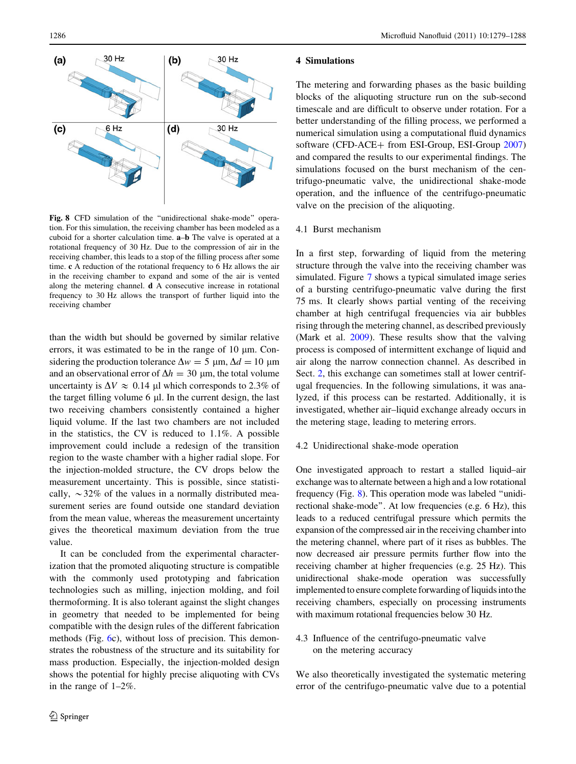Fig. 8 CFD simulation of the "unidirectional shake-mode" operation. For this simulation, the receiving chamber has been modeled as a cuboid for a shorter calculation time. **a–b** The valve is operated at a rotational frequency of 30 Hz. Due to the compression of air in the receiving chamber, this leads to a stop of the filling process after some time. **c** A reduction of the rotational frequency to 6 Hz allows the air in the receiving chamber to expand and some of the air is vented along the metering channel. **d** A consecutive increase in rotational frequency to 30 Hz allows the transport of further liquid into the receiving chamber

than the width but should be governed by similar relative errors, it was estimated to be in the range of 10 μm. Considering the production tolerance $\Delta w = 5$ μm, $\Delta d = 10$ μm and an observational error of $\Delta h = 30$ μm, the total volume uncertainty is $\Delta V \approx 0.14$ μl which corresponds to 2.3% of the target filling volume 6 μl. In the current design, the last two receiving chambers consistently contained a higher liquid volume. If the last two chambers are not included in the statistics, the CV is reduced to 1.1%. A possible improvement could include a redesign of the transition region to the waste chamber with a higher radial slope. For the injection-molded structure, the CV drops below the measurement uncertainty. This is possible, since statistically, $\sim$32% of the values in a normally distributed measurement series are found outside one standard deviation from the mean value, whereas the measurement uncertainty gives the theoretical maximum deviation from the true value.

It can be concluded from the experimental characterization that the promoted aliquoting structure is compatible with the commonly used prototyping and fabrication technologies such as milling, injection molding, and foil thermoforming. It is also tolerant against the slight changes in geometry that needed to be implemented for being compatible with the design rules of the different fabrication methods (Fig. 6c), without loss of precision. This demonstrates the robustness of the structure and its suitability for mass production. Especially, the injection-molded design shows the potential for highly precise aliquoting with CVs in the range of 1–2%.

## 4 Simulations

The metering and forwarding phases as the basic building blocks of the aliquoting structure run on the sub-second timescale and are difficult to observe under rotation. For a better understanding of the filling process, we performed a numerical simulation using a computational fluid dynamics software (CFD-ACE+ from ESI-Group, ESI-Group 2007) and compared the results to our experimental findings. The simulations focused on the burst mechanism of the centrifugo-pneumatic valve, the unidirectional shake-mode operation, and the influence of the centrifugo-pneumatic valve on the precision of the aliquoting.

### 4.1 Burst mechanism

In a first step, forwarding of liquid from the metering structure through the valve into the receiving chamber was simulated. Figure 7 shows a typical simulated image series of a bursting centrifugo-pneumatic valve during the first 75 ms. It clearly shows partial venting of the receiving chamber at high centrifugal frequencies via air bubbles rising through the metering channel, as described previously (Mark et al. 2009). These results show that the valving process is composed of intermittent exchange of liquid and air along the narrow connection channel. As described in Sect. 2, this exchange can sometimes stall at lower centrifugal frequencies. In the following simulations, it was analyzed, if this process can be restarted. Additionally, it is investigated, whether air–liquid exchange already occurs in the metering stage, leading to metering errors.

### 4.2 Unidirectional shake-mode operation

One investigated approach to restart a stalled liquid–air exchange was to alternate between a high and a low rotational frequency (Fig. 8). This operation mode was labeled "unidirectional shake-mode". At low frequencies (e.g. 6 Hz), this leads to a reduced centrifugal pressure which permits the expansion of the compressed air in the receiving chamber into the metering channel, where part of it rises as bubbles. The now decreased air pressure permits further flow into the receiving chamber at higher frequencies (e.g. 25 Hz). This unidirectional shake-mode operation was successfully implemented to ensure complete forwarding of liquids into the receiving chambers, especially on processing instruments with maximum rotational frequencies below 30 Hz.

### 4.3 Influence of the centrifugo-pneumatic valve on the metering accuracy

We also theoretically investigated the systematic metering error of the centrifugo-pneumatic valve due to a potential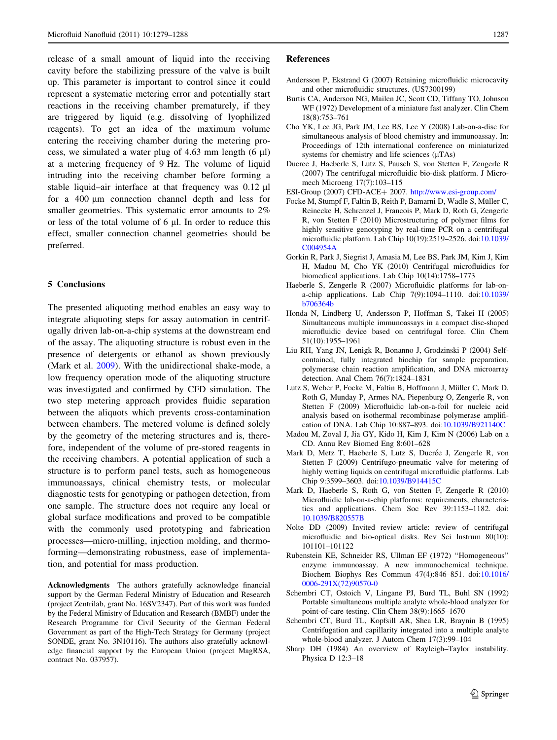release of a small amount of liquid into the receiving cavity before the stabilizing pressure of the valve is built up. This parameter is important to control since it could represent a systematic metering error and potentially start reactions in the receiving chamber prematurely, if they are triggered by liquid (e.g. dissolving of lyophilized reagents). To get an idea of the maximum volume entering the receiving chamber during the metering process, we simulated a water plug of 4.63 mm length (6 µl) at a metering frequency of 9 Hz. The volume of liquid intruding into the receiving chamber before forming a stable liquid–air interface at that frequency was 0.12 µl for a 400 µm connection channel depth and less for smaller geometries. This systematic error amounts to 2% or less of the total volume of 6 µl. In order to reduce this effect, smaller connection channel geometries should be preferred.

## 5 Conclusions

The presented aliquoting method enables an easy way to integrate aliquoting steps for assay automation in centrifugally driven lab-on-a-chip systems at the downstream end of the assay. The aliquoting structure is robust even in the presence of detergents or ethanol as shown previously (Mark et al. 2009). With the unidirectional shake-mode, a low frequency operation mode of the aliquoting structure was investigated and confirmed by CFD simulation. The two step metering approach provides fluidic separation between the aliquots which prevents cross-contamination between chambers. The metered volume is defined solely by the geometry of the metering structures and is, therefore, independent of the volume of pre-stored reagents in the receiving chambers. A potential application of such a structure is to perform panel tests, such as homogeneous immunoassays, clinical chemistry tests, or molecular diagnostic tests for genotyping or pathogen detection, from one sample. The structure does not require any local or global surface modifications and proved to be compatible with the commonly used prototyping and fabrication processes—micro-milling, injection molding, and thermoforming—demonstrating robustness, ease of implementation, and potential for mass production.

**Acknowledgments** The authors gratefully acknowledge financial support by the German Federal Ministry of Education and Research (project Zentrilab, grant No. 16SV2347). Part of this work was funded by the Federal Ministry of Education and Research (BMBF) under the Research Programme for Civil Security of the German Federal Government as part of the High-Tech Strategy for Germany (project SONDE, grant No. 3N10116). The authors also gratefully acknowledge financial support by the European Union (project MagRSA, contract No. 037957).

## References

Andersson P, Ekstrand G (2007) Retaining microfluidic microcavity and other microfluidic structures. (US7300199)

Burtis CA, Anderson NG, Mailen JC, Scott CD, Tiffany TO, Johnson WF (1972) Development of a miniature fast analyzer. Clin Chem 18(8):753–761

Cho YK, Lee JG, Park JM, Lee BS, Lee Y (2008) Lab-on-a-disc for simultaneous analysis of blood chemistry and immunoassay. In: Proceedings of 12th international conference on miniaturized systems for chemistry and life sciences (µTAs)

Ducree J, Haeberle S, Lutz S, Pausch S, von Stetten F, Zengerle R (2007) The centrifugal microfluidic bio-disk platform. J Micromech Microeng 17(7):103–115

ESI-Group (2007) CFD-ACE+ 2007. http://www.esi-group.com/

Focke M, Stumpf F, Faltin B, Reith P, Bamarni D, Wadle S, Müller C, Reinecke H, Schrenzel J, Francois P, Mark D, Roth G, Zengerle R, von Stetten F (2010) Microstructuring of polymer films for highly sensitive genotyping by real-time PCR on a centrifugal microfluidic platform. Lab Chip 10(19):2519–2526. doi:10.1039/C004954A

Gorkin R, Park J, Siegrist J, Amasia M, Lee BS, Park JM, Kim J, Kim H, Madou M, Cho YK (2010) Centrifugal microfluidics for biomedical applications. Lab Chip 10(14):1758–1773

Haeberle S, Zengerle R (2007) Microfluidic platforms for lab-on-a-chip applications. Lab Chip 7(9):1094–1110. doi:10.1039/b706364b

Honda N, Lindberg U, Andersson P, Hoffman S, Takei H (2005) Simultaneous multiple immunoassays in a compact disc-shaped microfluidic device based on centrifugal force. Clin Chem 51(10):1955–1961

Liu RH, Yang JN, Lenigk R, Bonanno J, Grodzinski P (2004) Self-contained, fully integrated biochip for sample preparation, polymerase chain reaction amplification, and DNA microarray detection. Anal Chem 76(7):1824–1831

Lutz S, Weber P, Focke M, Faltin B, Hoffmann J, Müller C, Mark D, Roth G, Munday P, Armes NA, Piepenburg O, Zengerle R, von Stetten F (2009) Microfluidic lab-on-a-foil for nucleic acid analysis based on isothermal recombinase polymerase amplification of DNA. Lab Chip 10:887–893. doi:10.1039/B921140C

Madou M, Zoval J, Jia GY, Kido H, Kim J, Kim N (2006) Lab on a CD. Annu Rev Biomed Eng 8:601–628

Mark D, Metz T, Haeberle S, Lutz S, Ducrée J, Zengerle R, von Stetten F (2009) Centrifugo-pneumatic valve for metering of highly wetting liquids on centrifugal microfluidic platforms. Lab Chip 9:3599–3603. doi:10.1039/B914415C

Mark D, Haeberle S, Roth G, von Stetten F, Zengerle R (2010) Microfluidic lab-on-a-chip platforms: requirements, characteristics and applications. Chem Soc Rev 39:1153–1182. doi:10.1039/B820557B

Nolte DD (2009) Invited review article: review of centrifugal microfluidic and bio-optical disks. Rev Sci Instrum 80(10):101101–101122

Rubenstein KE, Schneider RS, Ullman EF (1972) "Homogeneous" enzyme immunoassay. A new immunochemical technique. Biochem Biophys Res Commun 47(4):846–851. doi:10.1016/0006-291X(72)90570-0

Schembri CT, Ostoich V, Lingane PJ, Burd TL, Buhl SN (1992) Portable simultaneous multiple analyte whole-blood analyzer for point-of-care testing. Clin Chem 38(9):1665–1670

Schembri CT, Burd TL, Kopfsill AR, Shea LR, Braynin B (1995) Centrifugation and capillarity integrated into a multiple analyte whole-blood analyzer. J Autom Chem 17(3):99–104

Sharp DH (1984) An overview of Rayleigh–Taylor instability. Physica D 12:3–18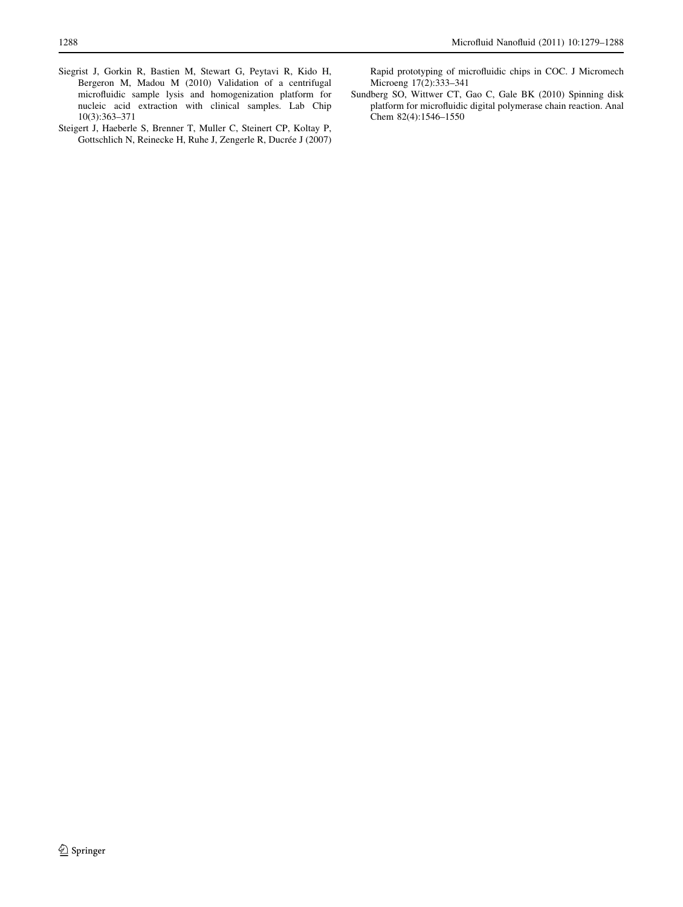Siegrist J, Gorkin R, Bastien M, Stewart G, Peytavi R, Kido H, Bergeron M, Madou M (2010) Validation of a centrifugal microfluidic sample lysis and homogenization platform for nucleic acid extraction with clinical samples. Lab Chip 10(3):363–371

Steigert J, Haeberle S, Brenner T, Muller C, Steinert CP, Koltay P, Gottschlich N, Reinecke H, Ruhe J, Zengerle R, Ducrée J (2007) Rapid prototyping of microfluidic chips in COC. J Micromech Microeng 17(2):333–341

Sundberg SO, Wittwer CT, Gao C, Gale BK (2010) Spinning disk platform for microfluidic digital polymerase chain reaction. Anal Chem 82(4):1546–1550